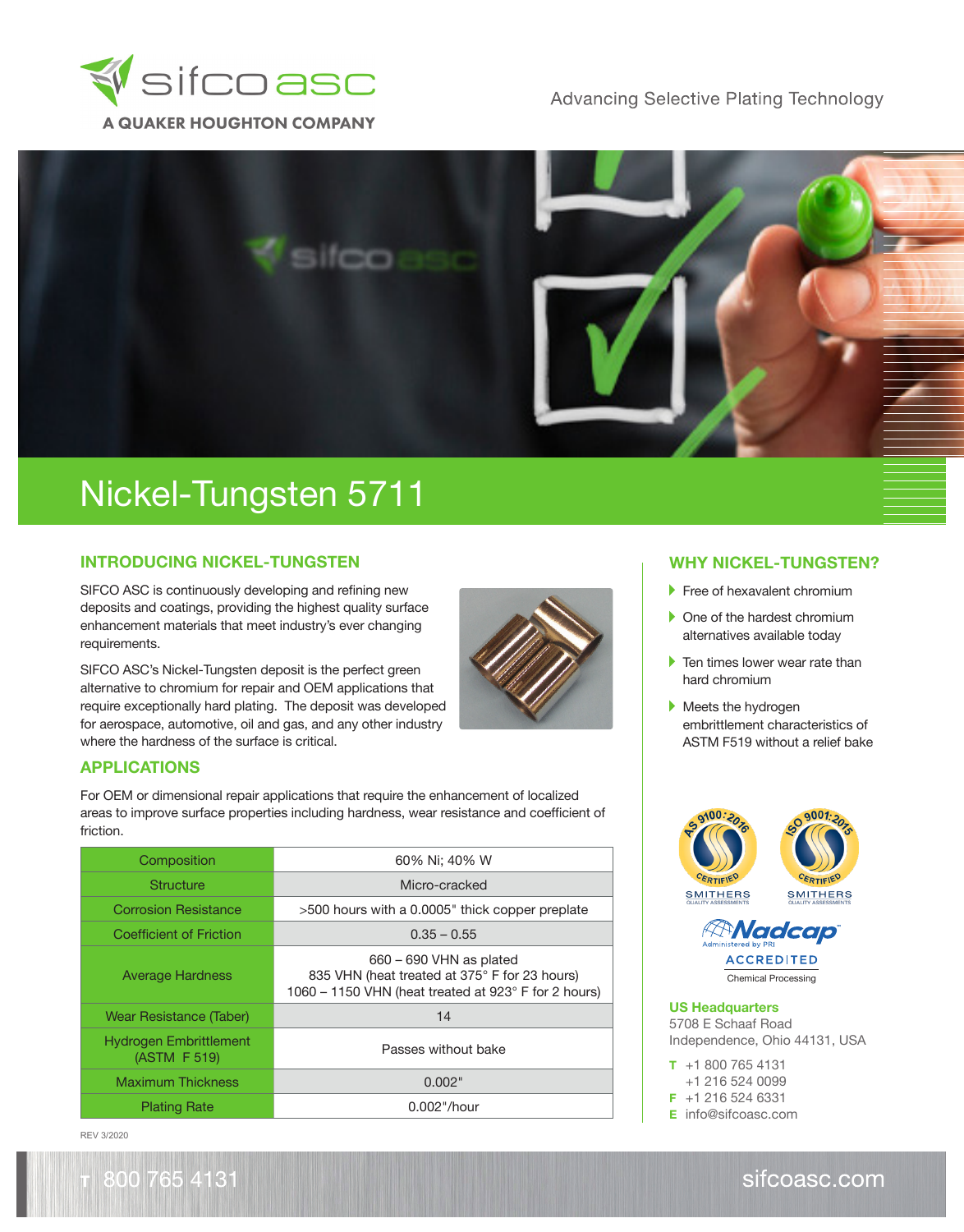sifco asc

A QUAKER HOUGHTON COMPANY

Advancing Selective Plating Technology

# Nickel-Tungsten 5711

## INTRODUCING NICKEL-TUNGSTEN

SIFCO ASC is continuously developing and refining new deposits and coatings, providing the highest quality surface enhancement materials that meet industry's ever changing requirements.

SIFCO ASC's Nickel-Tungsten deposit is the perfect green alternative to chromium for repair and OEM applications that require exceptionally hard plating. The deposit was developed for aerospace, automotive, oil and gas, and any other industry where the hardness of the surface is critical.

## APPLICATIONS

For OEM or dimensional repair applications that require the enhancement of localized areas to improve surface properties including hardness, wear resistance and coefficient of friction.

| Property | Value |
|---|---|
| Composition | 60% Ni; 40% W |
| Structure | Micro-cracked |
| Corrosion Resistance | >500 hours with a 0.0005" thick copper preplate |
| Coefficient of Friction | 0.35 – 0.55 |
| Average Hardness | 660 – 690 VHN as plated<br>835 VHN (heat treated at 375° F for 23 hours)<br>1060 – 1150 VHN (heat treated at 923° F for 2 hours) |
| Wear Resistance (Taber) | 14 |
| Hydrogen Embrittlement (ASTM F 519) | Passes without bake |
| Maximum Thickness | 0.002" |
| Plating Rate | 0.002"/hour |

REV 3/2020

## WHY NICKEL-TUNGSTEN?

- Free of hexavalent chromium
- One of the hardest chromium alternatives available today
- Ten times lower wear rate than hard chromium
- Meets the hydrogen embrittlement characteristics of ASTM F519 without a relief bake

AS 9100:2016 CERTIFIED – SMITHERS QUALITY ASSESSMENTS

ISO 9001:2015 CERTIFIED – SMITHERS QUALITY ASSESSMENTS

Nadcap Administered by PRI – ACCREDITED – Chemical Processing

**US Headquarters**
5708 E Schaaf Road
Independence, Ohio 44131, USA

**T** +1 800 765 4131
+1 216 524 0099
**F** +1 216 524 6331
**E** info@sifcoasc.com

T 800 765 4131

sifcoasc.com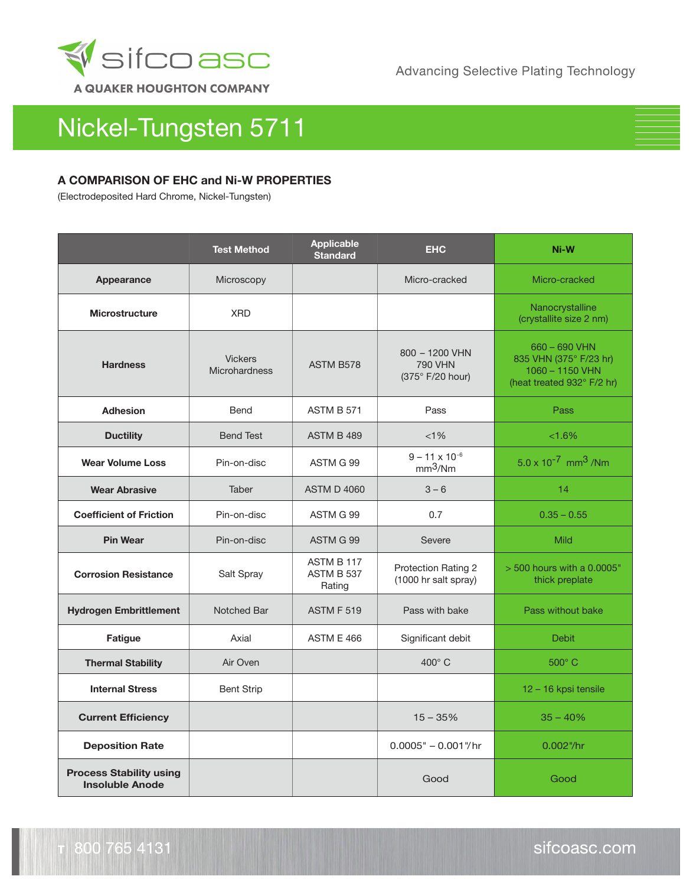# Nickel-Tungsten 5711

## A COMPARISON OF EHC and Ni-W PROPERTIES

(Electrodeposited Hard Chrome, Nickel-Tungsten)

| | Test Method | Applicable Standard | EHC | Ni-W |
|---|---|---|---|---|
| **Appearance** | Microscopy | | Micro-cracked | Micro-cracked |
| **Microstructure** | XRD | | | Nanocrystalline (crystallite size 2 nm) |
| **Hardness** | Vickers Microhardness | ASTM B578 | 800 – 1200 VHN<br>790 VHN<br>(375° F/20 hour) | 660 – 690 VHN<br>835 VHN (375° F/23 hr)<br>1060 – 1150 VHN<br>(heat treated 932° F/2 hr) |
| **Adhesion** | Bend | ASTM B 571 | Pass | Pass |
| **Ductility** | Bend Test | ASTM B 489 | <1% | <1.6% |
| **Wear Volume Loss** | Pin-on-disc | ASTM G 99 | $9 – 11 \times 10^{-6}$ $mm^3/Nm$ | $5.0 \times 10^{-7}$ $mm^3/Nm$ |
| **Wear Abrasive** | Taber | ASTM D 4060 | 3 – 6 | 14 |
| **Coefficient of Friction** | Pin-on-disc | ASTM G 99 | 0.7 | 0.35 – 0.55 |
| **Pin Wear** | Pin-on-disc | ASTM G 99 | Severe | Mild |
| **Corrosion Resistance** | Salt Spray | ASTM B 117<br>ASTM B 537 Rating | Protection Rating 2 (1000 hr salt spray) | > 500 hours with a 0.0005" thick preplate |
| **Hydrogen Embrittlement** | Notched Bar | ASTM F 519 | Pass with bake | Pass without bake |
| **Fatigue** | Axial | ASTM E 466 | Significant debit | Debit |
| **Thermal Stability** | Air Oven | | 400° C | 500° C |
| **Internal Stress** | Bent Strip | | | 12 – 16 kpsi tensile |
| **Current Efficiency** | | | 15 – 35% | 35 – 40% |
| **Deposition Rate** | | | 0.0005" – 0.001"/hr | 0.002"/hr |
| **Process Stability using Insoluble Anode** | | | Good | Good |